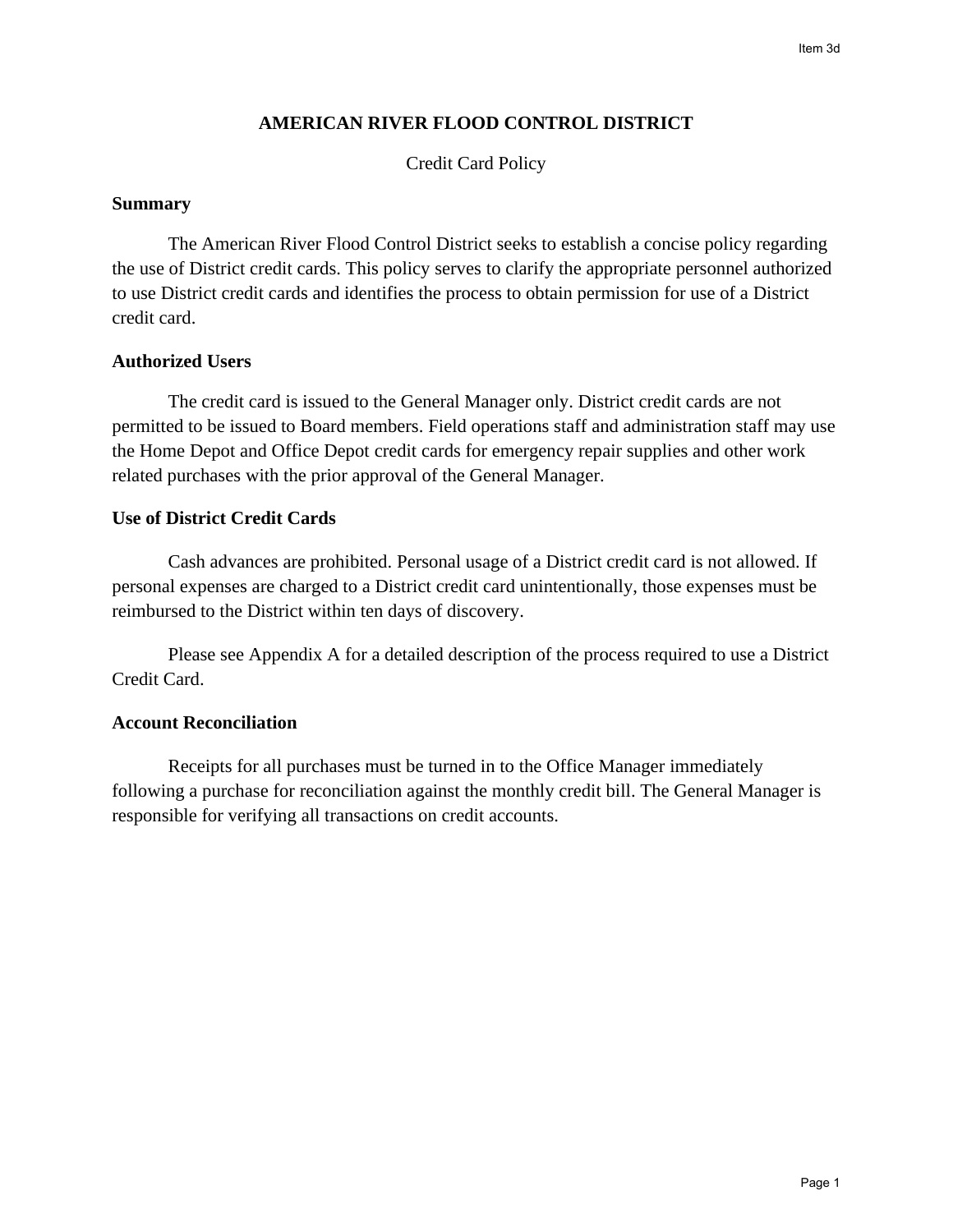# AMERICAN RIVER FLOOD CONTROL DISTRICT

Credit Card Policy

**Summary**

The American River Flood Control District seeks to establish a concise policy regarding the use of District credit cards. This policy serves to clarify the appropriate personnel authorized to use District credit cards and identifies the process to obtain permission for use of a District credit card.

**Authorized Users**

The credit card is issued to the General Manager only. District credit cards are not permitted to be issued to Board members. Field operations staff and administration staff may use the Home Depot and Office Depot credit cards for emergency repair supplies and other work related purchases with the prior approval of the General Manager.

**Use of District Credit Cards**

Cash advances are prohibited. Personal usage of a District credit card is not allowed. If personal expenses are charged to a District credit card unintentionally, those expenses must be reimbursed to the District within ten days of discovery.

Please see Appendix A for a detailed description of the process required to use a District Credit Card.

**Account Reconciliation**

Receipts for all purchases must be turned in to the Office Manager immediately following a purchase for reconciliation against the monthly credit bill. The General Manager is responsible for verifying all transactions on credit accounts.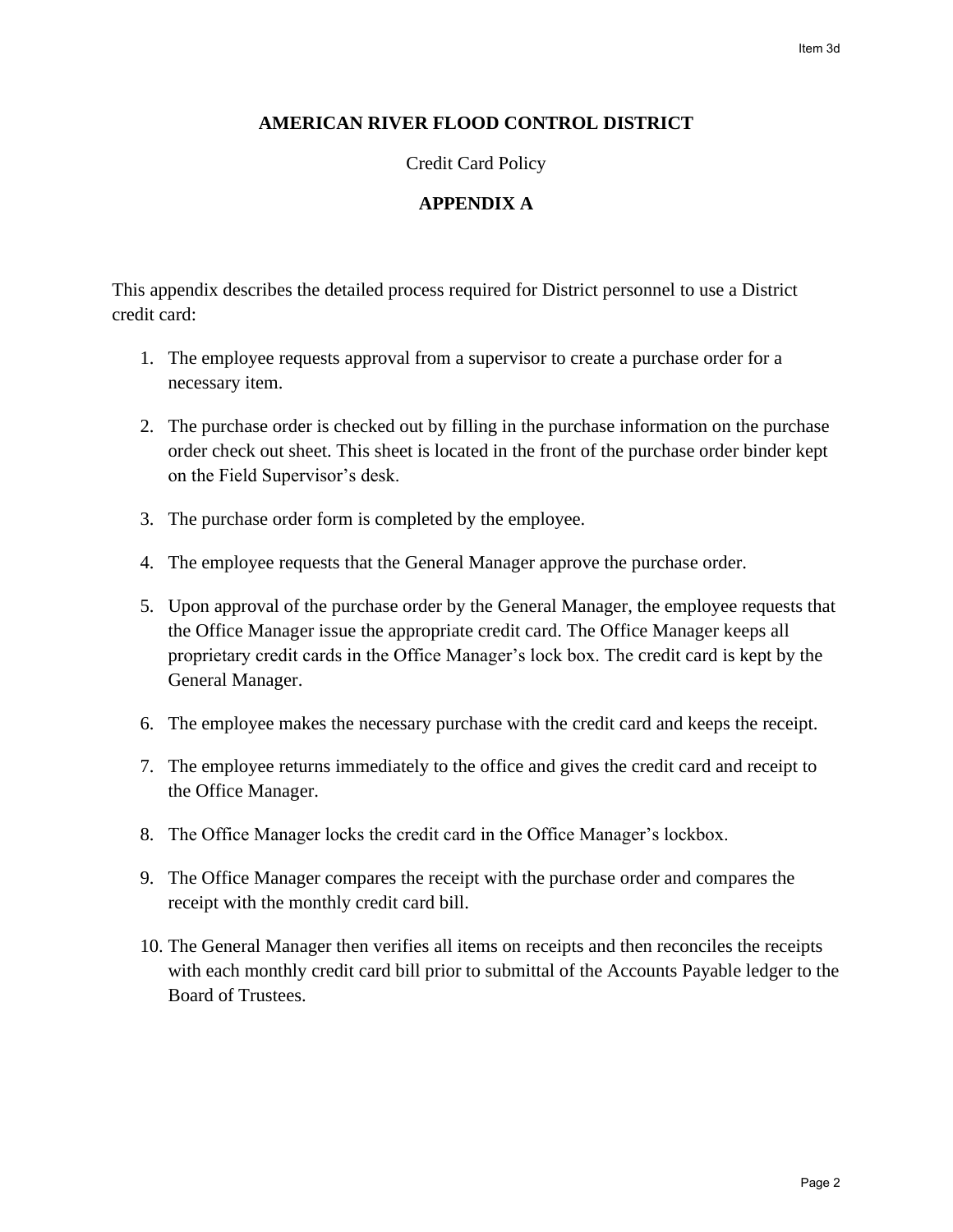**AMERICAN RIVER FLOOD CONTROL DISTRICT**

Credit Card Policy

**APPENDIX A**

This appendix describes the detailed process required for District personnel to use a District credit card:

1. The employee requests approval from a supervisor to create a purchase order for a necessary item.

2. The purchase order is checked out by filling in the purchase information on the purchase order check out sheet. This sheet is located in the front of the purchase order binder kept on the Field Supervisor's desk.

3. The purchase order form is completed by the employee.

4. The employee requests that the General Manager approve the purchase order.

5. Upon approval of the purchase order by the General Manager, the employee requests that the Office Manager issue the appropriate credit card. The Office Manager keeps all proprietary credit cards in the Office Manager's lock box. The credit card is kept by the General Manager.

6. The employee makes the necessary purchase with the credit card and keeps the receipt.

7. The employee returns immediately to the office and gives the credit card and receipt to the Office Manager.

8. The Office Manager locks the credit card in the Office Manager's lockbox.

9. The Office Manager compares the receipt with the purchase order and compares the receipt with the monthly credit card bill.

10. The General Manager then verifies all items on receipts and then reconciles the receipts with each monthly credit card bill prior to submittal of the Accounts Payable ledger to the Board of Trustees.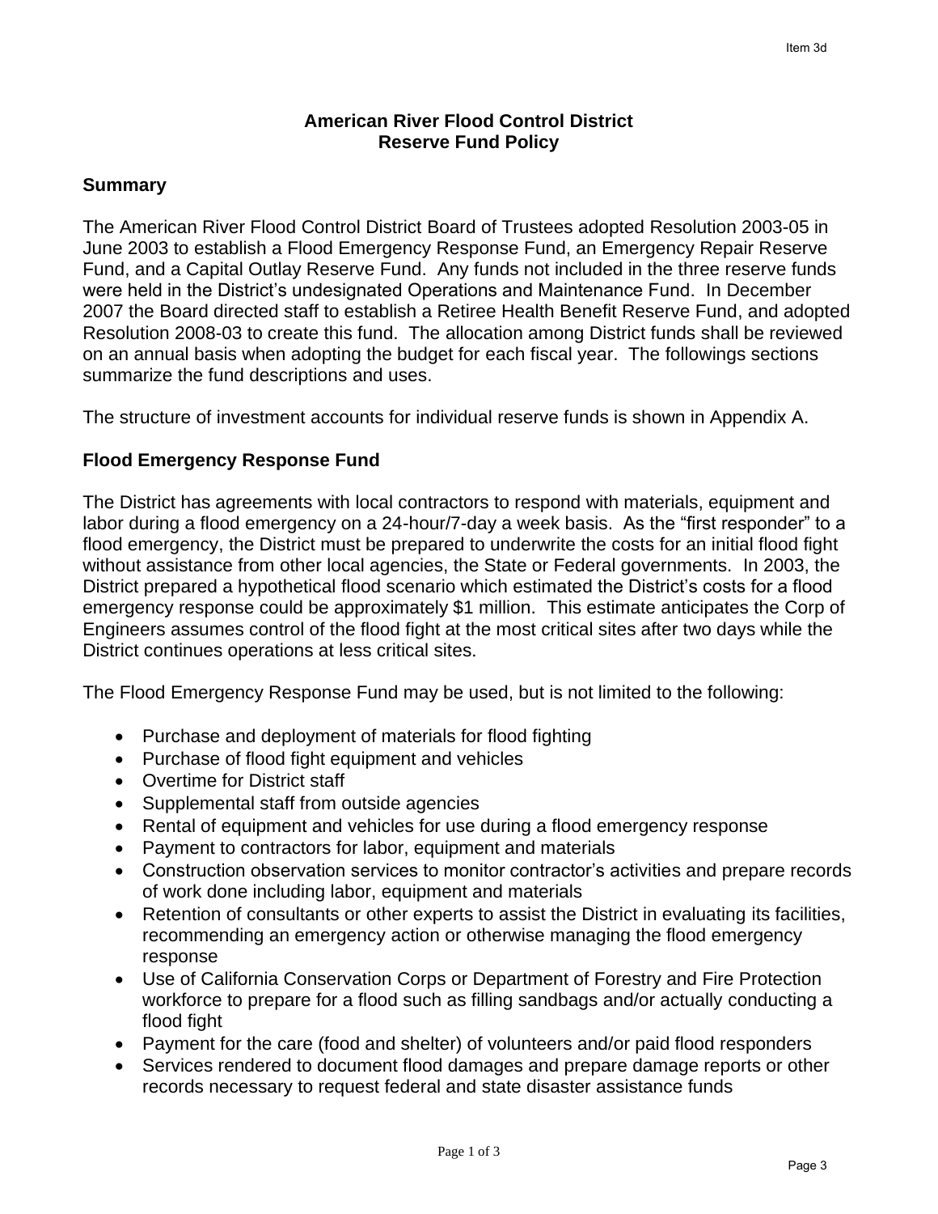# American River Flood Control District
# Reserve Fund Policy

## Summary

The American River Flood Control District Board of Trustees adopted Resolution 2003-05 in June 2003 to establish a Flood Emergency Response Fund, an Emergency Repair Reserve Fund, and a Capital Outlay Reserve Fund. Any funds not included in the three reserve funds were held in the District's undesignated Operations and Maintenance Fund. In December 2007 the Board directed staff to establish a Retiree Health Benefit Reserve Fund, and adopted Resolution 2008-03 to create this fund. The allocation among District funds shall be reviewed on an annual basis when adopting the budget for each fiscal year. The followings sections summarize the fund descriptions and uses.

The structure of investment accounts for individual reserve funds is shown in Appendix A.

## Flood Emergency Response Fund

The District has agreements with local contractors to respond with materials, equipment and labor during a flood emergency on a 24-hour/7-day a week basis. As the "first responder" to a flood emergency, the District must be prepared to underwrite the costs for an initial flood fight without assistance from other local agencies, the State or Federal governments. In 2003, the District prepared a hypothetical flood scenario which estimated the District's costs for a flood emergency response could be approximately $1 million. This estimate anticipates the Corp of Engineers assumes control of the flood fight at the most critical sites after two days while the District continues operations at less critical sites.

The Flood Emergency Response Fund may be used, but is not limited to the following:

- Purchase and deployment of materials for flood fighting
- Purchase of flood fight equipment and vehicles
- Overtime for District staff
- Supplemental staff from outside agencies
- Rental of equipment and vehicles for use during a flood emergency response
- Payment to contractors for labor, equipment and materials
- Construction observation services to monitor contractor's activities and prepare records of work done including labor, equipment and materials
- Retention of consultants or other experts to assist the District in evaluating its facilities, recommending an emergency action or otherwise managing the flood emergency response
- Use of California Conservation Corps or Department of Forestry and Fire Protection workforce to prepare for a flood such as filling sandbags and/or actually conducting a flood fight
- Payment for the care (food and shelter) of volunteers and/or paid flood responders
- Services rendered to document flood damages and prepare damage reports or other records necessary to request federal and state disaster assistance funds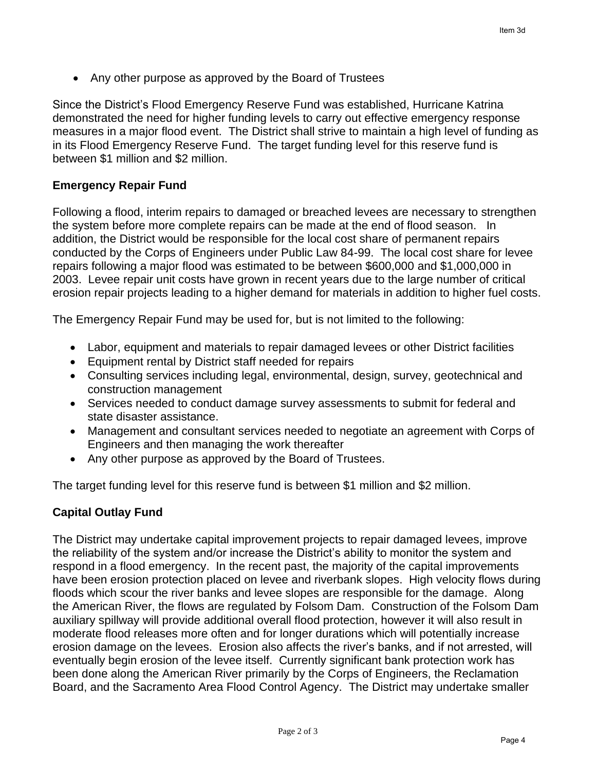- Any other purpose as approved by the Board of Trustees

Since the District's Flood Emergency Reserve Fund was established, Hurricane Katrina demonstrated the need for higher funding levels to carry out effective emergency response measures in a major flood event. The District shall strive to maintain a high level of funding as in its Flood Emergency Reserve Fund. The target funding level for this reserve fund is between $1 million and $2 million.

**Emergency Repair Fund**

Following a flood, interim repairs to damaged or breached levees are necessary to strengthen the system before more complete repairs can be made at the end of flood season. In addition, the District would be responsible for the local cost share of permanent repairs conducted by the Corps of Engineers under Public Law 84-99. The local cost share for levee repairs following a major flood was estimated to be between $600,000 and $1,000,000 in 2003. Levee repair unit costs have grown in recent years due to the large number of critical erosion repair projects leading to a higher demand for materials in addition to higher fuel costs.

The Emergency Repair Fund may be used for, but is not limited to the following:

- Labor, equipment and materials to repair damaged levees or other District facilities
- Equipment rental by District staff needed for repairs
- Consulting services including legal, environmental, design, survey, geotechnical and construction management
- Services needed to conduct damage survey assessments to submit for federal and state disaster assistance.
- Management and consultant services needed to negotiate an agreement with Corps of Engineers and then managing the work thereafter
- Any other purpose as approved by the Board of Trustees.

The target funding level for this reserve fund is between $1 million and $2 million.

**Capital Outlay Fund**

The District may undertake capital improvement projects to repair damaged levees, improve the reliability of the system and/or increase the District's ability to monitor the system and respond in a flood emergency. In the recent past, the majority of the capital improvements have been erosion protection placed on levee and riverbank slopes. High velocity flows during floods which scour the river banks and levee slopes are responsible for the damage. Along the American River, the flows are regulated by Folsom Dam. Construction of the Folsom Dam auxiliary spillway will provide additional overall flood protection, however it will also result in moderate flood releases more often and for longer durations which will potentially increase erosion damage on the levees. Erosion also affects the river's banks, and if not arrested, will eventually begin erosion of the levee itself. Currently significant bank protection work has been done along the American River primarily by the Corps of Engineers, the Reclamation Board, and the Sacramento Area Flood Control Agency. The District may undertake smaller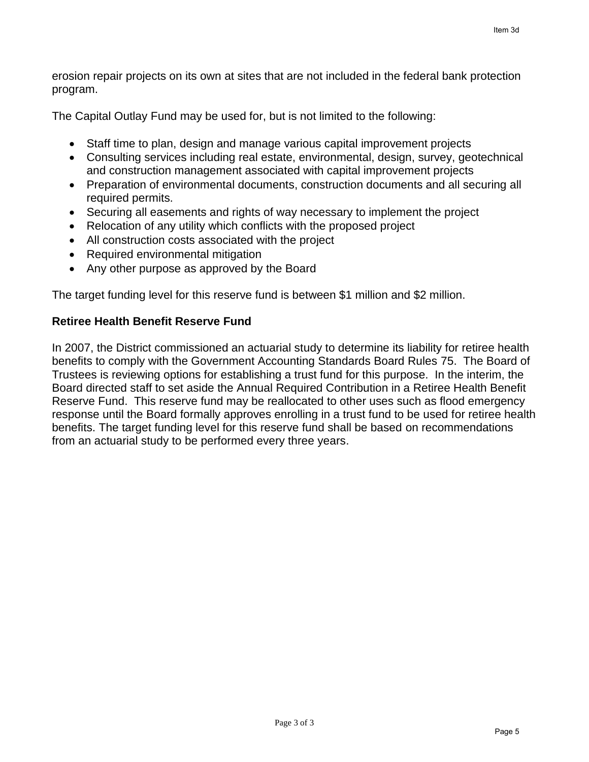erosion repair projects on its own at sites that are not included in the federal bank protection program.

The Capital Outlay Fund may be used for, but is not limited to the following:

- Staff time to plan, design and manage various capital improvement projects
- Consulting services including real estate, environmental, design, survey, geotechnical and construction management associated with capital improvement projects
- Preparation of environmental documents, construction documents and all securing all required permits.
- Securing all easements and rights of way necessary to implement the project
- Relocation of any utility which conflicts with the proposed project
- All construction costs associated with the project
- Required environmental mitigation
- Any other purpose as approved by the Board

The target funding level for this reserve fund is between $1 million and $2 million.

**Retiree Health Benefit Reserve Fund**

In 2007, the District commissioned an actuarial study to determine its liability for retiree health benefits to comply with the Government Accounting Standards Board Rules 75. The Board of Trustees is reviewing options for establishing a trust fund for this purpose. In the interim, the Board directed staff to set aside the Annual Required Contribution in a Retiree Health Benefit Reserve Fund. This reserve fund may be reallocated to other uses such as flood emergency response until the Board formally approves enrolling in a trust fund to be used for retiree health benefits. The target funding level for this reserve fund shall be based on recommendations from an actuarial study to be performed every three years.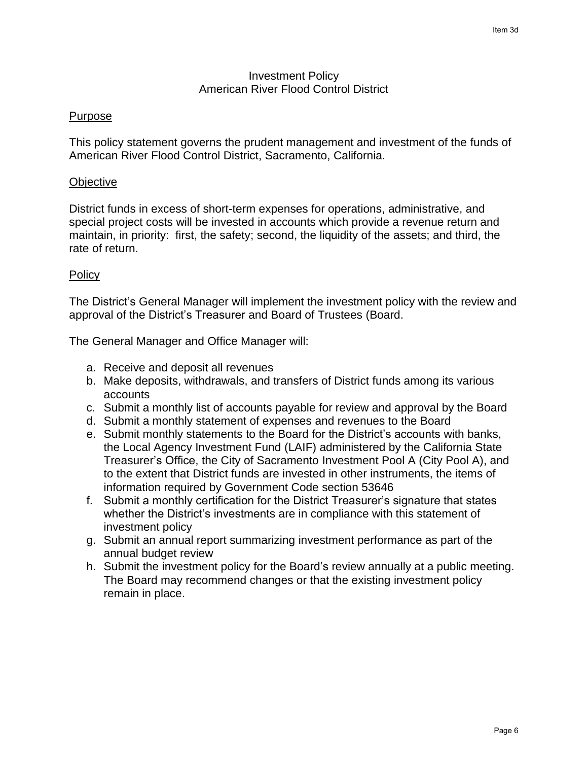# Investment Policy
## American River Flood Control District

### Purpose

This policy statement governs the prudent management and investment of the funds of American River Flood Control District, Sacramento, California.

### Objective

District funds in excess of short-term expenses for operations, administrative, and special project costs will be invested in accounts which provide a revenue return and maintain, in priority: first, the safety; second, the liquidity of the assets; and third, the rate of return.

### Policy

The District's General Manager will implement the investment policy with the review and approval of the District's Treasurer and Board of Trustees (Board.

The General Manager and Office Manager will:

a. Receive and deposit all revenues
b. Make deposits, withdrawals, and transfers of District funds among its various accounts
c. Submit a monthly list of accounts payable for review and approval by the Board
d. Submit a monthly statement of expenses and revenues to the Board
e. Submit monthly statements to the Board for the District's accounts with banks, the Local Agency Investment Fund (LAIF) administered by the California State Treasurer's Office, the City of Sacramento Investment Pool A (City Pool A), and to the extent that District funds are invested in other instruments, the items of information required by Government Code section 53646
f. Submit a monthly certification for the District Treasurer's signature that states whether the District's investments are in compliance with this statement of investment policy
g. Submit an annual report summarizing investment performance as part of the annual budget review
h. Submit the investment policy for the Board's review annually at a public meeting. The Board may recommend changes or that the existing investment policy remain in place.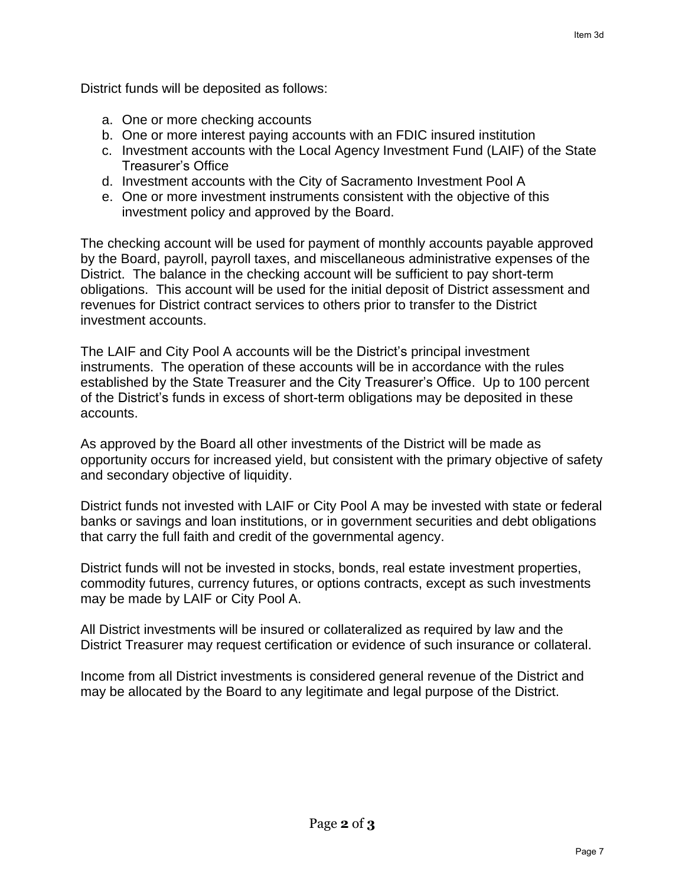District funds will be deposited as follows:

a. One or more checking accounts
b. One or more interest paying accounts with an FDIC insured institution
c. Investment accounts with the Local Agency Investment Fund (LAIF) of the State Treasurer's Office
d. Investment accounts with the City of Sacramento Investment Pool A
e. One or more investment instruments consistent with the objective of this investment policy and approved by the Board.

The checking account will be used for payment of monthly accounts payable approved by the Board, payroll, payroll taxes, and miscellaneous administrative expenses of the District. The balance in the checking account will be sufficient to pay short-term obligations. This account will be used for the initial deposit of District assessment and revenues for District contract services to others prior to transfer to the District investment accounts.

The LAIF and City Pool A accounts will be the District's principal investment instruments. The operation of these accounts will be in accordance with the rules established by the State Treasurer and the City Treasurer's Office. Up to 100 percent of the District's funds in excess of short-term obligations may be deposited in these accounts.

As approved by the Board all other investments of the District will be made as opportunity occurs for increased yield, but consistent with the primary objective of safety and secondary objective of liquidity.

District funds not invested with LAIF or City Pool A may be invested with state or federal banks or savings and loan institutions, or in government securities and debt obligations that carry the full faith and credit of the governmental agency.

District funds will not be invested in stocks, bonds, real estate investment properties, commodity futures, currency futures, or options contracts, except as such investments may be made by LAIF or City Pool A.

All District investments will be insured or collateralized as required by law and the District Treasurer may request certification or evidence of such insurance or collateral.

Income from all District investments is considered general revenue of the District and may be allocated by the Board to any legitimate and legal purpose of the District.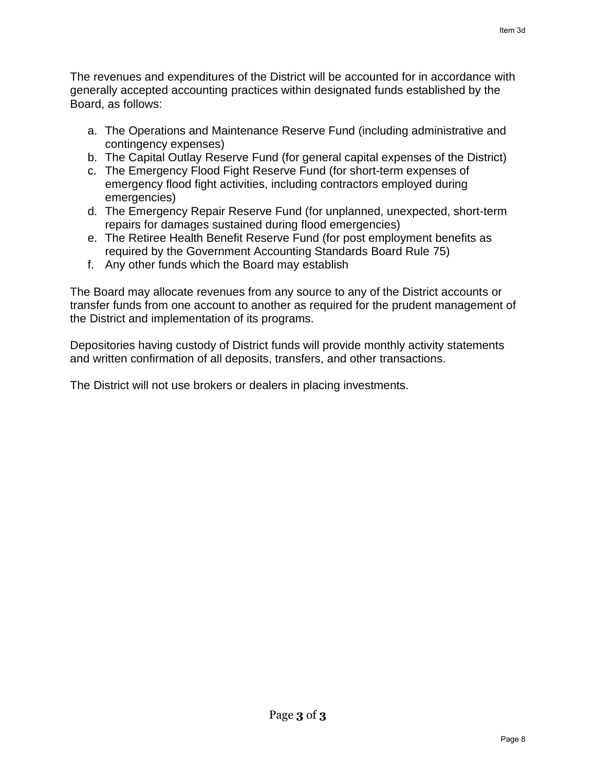The revenues and expenditures of the District will be accounted for in accordance with generally accepted accounting practices within designated funds established by the Board, as follows:

a. The Operations and Maintenance Reserve Fund (including administrative and contingency expenses)
b. The Capital Outlay Reserve Fund (for general capital expenses of the District)
c. The Emergency Flood Fight Reserve Fund (for short-term expenses of emergency flood fight activities, including contractors employed during emergencies)
d. The Emergency Repair Reserve Fund (for unplanned, unexpected, short-term repairs for damages sustained during flood emergencies)
e. The Retiree Health Benefit Reserve Fund (for post employment benefits as required by the Government Accounting Standards Board Rule 75)
f. Any other funds which the Board may establish

The Board may allocate revenues from any source to any of the District accounts or transfer funds from one account to another as required for the prudent management of the District and implementation of its programs.

Depositories having custody of District funds will provide monthly activity statements and written confirmation of all deposits, transfers, and other transactions.

The District will not use brokers or dealers in placing investments.